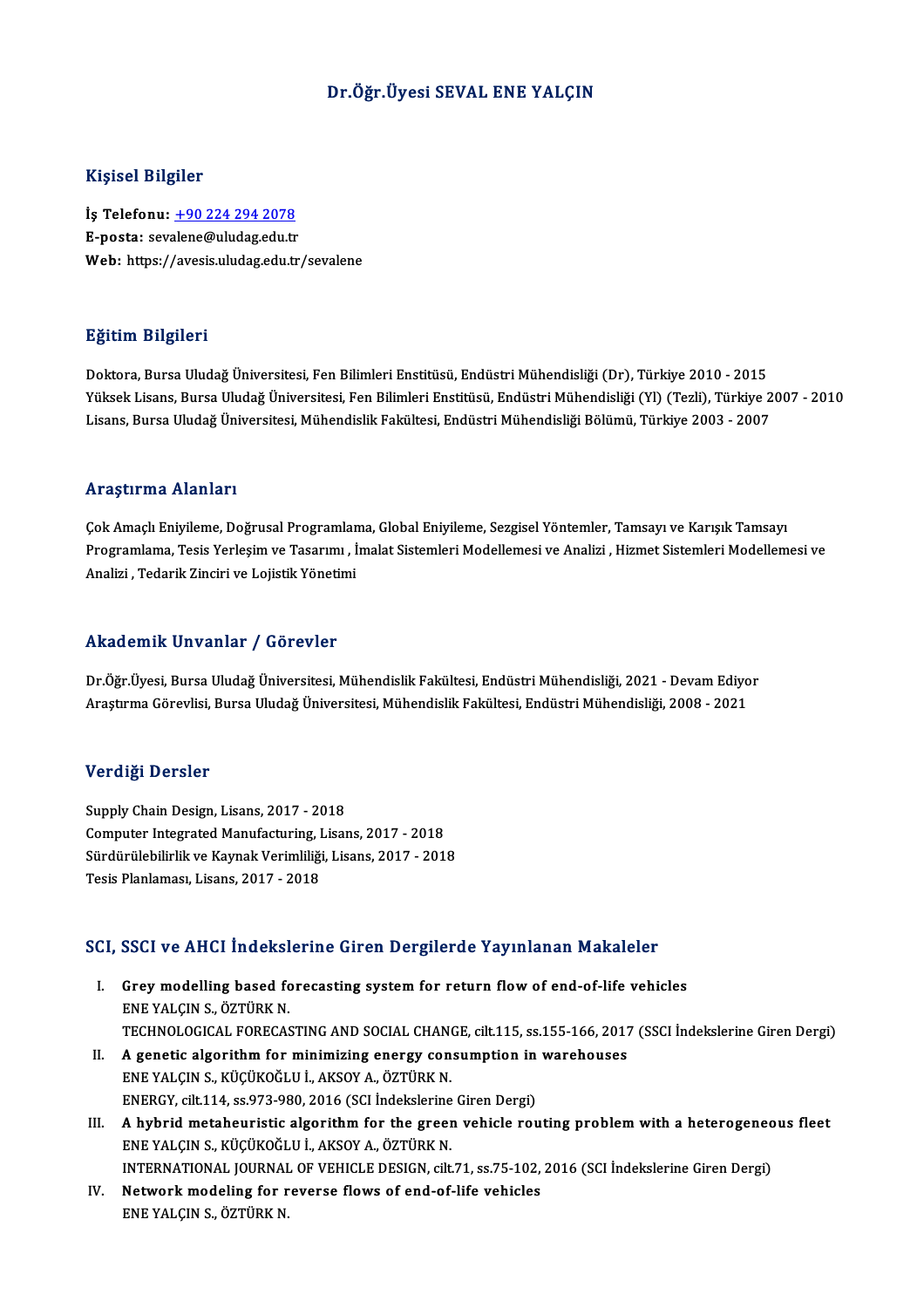# Dr.Öğr.Üyesi SEVAL ENE YALÇIN

## Kişisel Bilgiler

**İş Telefonu:** +90 224 294 2078
**E-posta:** sevalene@uludag.edu.tr
**Web:** https://avesis.uludag.edu.tr/sevalene

## Eğitim Bilgileri

Doktora, Bursa Uludağ Üniversitesi, Fen Bilimleri Enstitüsü, Endüstri Mühendisliği (Dr), Türkiye 2010 - 2015
Yüksek Lisans, Bursa Uludağ Üniversitesi, Fen Bilimleri Enstitüsü, Endüstri Mühendisliği (Yl) (Tezli), Türkiye 2007 - 2010
Lisans, Bursa Uludağ Üniversitesi, Mühendislik Fakültesi, Endüstri Mühendisliği Bölümü, Türkiye 2003 - 2007

## Araştırma Alanları

Çok Amaçlı Eniyileme, Doğrusal Programlama, Global Eniyileme, Sezgisel Yöntemler, Tamsayı ve Karışık Tamsayı Programlama, Tesis Yerleşim ve Tasarımı , İmalat Sistemleri Modellemesi ve Analizi , Hizmet Sistemleri Modellemesi ve Analizi , Tedarik Zinciri ve Lojistik Yönetimi

## Akademik Unvanlar / Görevler

Dr.Öğr.Üyesi, Bursa Uludağ Üniversitesi, Mühendislik Fakültesi, Endüstri Mühendisliği, 2021 - Devam Ediyor
Araştırma Görevlisi, Bursa Uludağ Üniversitesi, Mühendislik Fakültesi, Endüstri Mühendisliği, 2008 - 2021

## Verdiği Dersler

Supply Chain Design, Lisans, 2017 - 2018
Computer Integrated Manufacturing, Lisans, 2017 - 2018
Sürdürülebilirlik ve Kaynak Verimliliği, Lisans, 2017 - 2018
Tesis Planlaması, Lisans, 2017 - 2018

## SCI, SSCI ve AHCI İndekslerine Giren Dergilerde Yayınlanan Makaleler

I. **Grey modelling based forecasting system for return flow of end-of-life vehicles**
ENE YALÇIN S., ÖZTÜRK N.
TECHNOLOGICAL FORECASTING AND SOCIAL CHANGE, cilt.115, ss.155-166, 2017 (SSCI İndekslerine Giren Dergi)

II. **A genetic algorithm for minimizing energy consumption in warehouses**
ENE YALÇIN S., KÜÇÜKOĞLU İ., AKSOY A., ÖZTÜRK N.
ENERGY, cilt.114, ss.973-980, 2016 (SCI İndekslerine Giren Dergi)

III. **A hybrid metaheuristic algorithm for the green vehicle routing problem with a heterogeneous fleet**
ENE YALÇIN S., KÜÇÜKOĞLU İ., AKSOY A., ÖZTÜRK N.
INTERNATIONAL JOURNAL OF VEHICLE DESIGN, cilt.71, ss.75-102, 2016 (SCI İndekslerine Giren Dergi)

IV. **Network modeling for reverse flows of end-of-life vehicles**
ENE YALÇIN S., ÖZTÜRK N.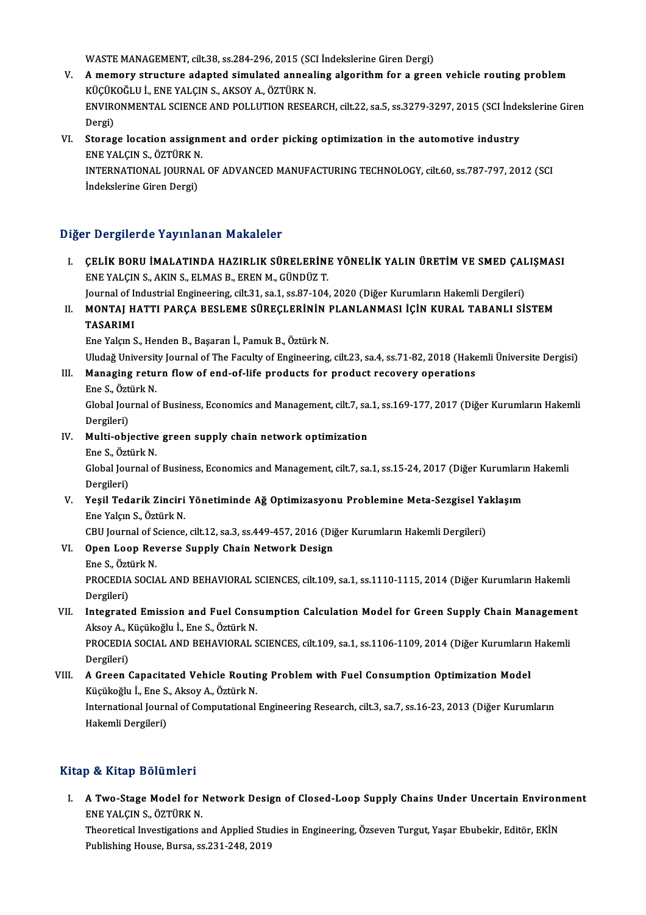WASTE MANAGEMENT, cilt.38, ss.284-296, 2015 (SCI İndekslerine Giren Dergi)

V. **A memory structure adapted simulated annealing algorithm for a green vehicle routing problem**
KÜÇÜKOĞLU İ., ENE YALÇIN S., AKSOY A., ÖZTÜRK N.
ENVIRONMENTAL SCIENCE AND POLLUTION RESEARCH, cilt.22, sa.5, ss.3279-3297, 2015 (SCI İndekslerine Giren Dergi)

VI. **Storage location assignment and order picking optimization in the automotive industry**
ENE YALÇIN S., ÖZTÜRK N.
INTERNATIONAL JOURNAL OF ADVANCED MANUFACTURING TECHNOLOGY, cilt.60, ss.787-797, 2012 (SCI İndekslerine Giren Dergi)

## Diğer Dergilerde Yayınlanan Makaleler

I. **ÇELİK BORU İMALATINDA HAZIRLIK SÜRELERİNE YÖNELİK YALIN ÜRETİM VE SMED ÇALIŞMASI**
ENE YALÇIN S., AKIN S., ELMAS B., EREN M., GÜNDÜZ T.
Journal of Industrial Engineering, cilt.31, sa.1, ss.87-104, 2020 (Diğer Kurumların Hakemli Dergileri)

II. **MONTAJ HATTI PARÇA BESLEME SÜREÇLERİNİN PLANLANMASI İÇİN KURAL TABANLI SİSTEM TASARIMI**
Ene Yalçın S., Henden B., Başaran İ., Pamuk B., Öztürk N.
Uludağ University Journal of The Faculty of Engineering, cilt.23, sa.4, ss.71-82, 2018 (Hakemli Üniversite Dergisi)

III. **Managing return flow of end-of-life products for product recovery operations**
Ene S., Öztürk N.
Global Journal of Business, Economics and Management, cilt.7, sa.1, ss.169-177, 2017 (Diğer Kurumların Hakemli Dergileri)

IV. **Multi-objective green supply chain network optimization**
Ene S., Öztürk N.
Global Journal of Business, Economics and Management, cilt.7, sa.1, ss.15-24, 2017 (Diğer Kurumların Hakemli Dergileri)

V. **Yeşil Tedarik Zinciri Yönetiminde Ağ Optimizasyonu Problemine Meta-Sezgisel Yaklaşım**
Ene Yalçın S., Öztürk N.
CBU Journal of Science, cilt.12, sa.3, ss.449-457, 2016 (Diğer Kurumların Hakemli Dergileri)

VI. **Open Loop Reverse Supply Chain Network Design**
Ene S., Öztürk N.
PROCEDIA SOCIAL AND BEHAVIORAL SCIENCES, cilt.109, sa.1, ss.1110-1115, 2014 (Diğer Kurumların Hakemli Dergileri)

VII. **Integrated Emission and Fuel Consumption Calculation Model for Green Supply Chain Management**
Aksoy A., Küçükoğlu İ., Ene S., Öztürk N.
PROCEDIA SOCIAL AND BEHAVIORAL SCIENCES, cilt.109, sa.1, ss.1106-1109, 2014 (Diğer Kurumların Hakemli Dergileri)

VIII. **A Green Capacitated Vehicle Routing Problem with Fuel Consumption Optimization Model**
Küçükoğlu İ., Ene S., Aksoy A., Öztürk N.
International Journal of Computational Engineering Research, cilt.3, sa.7, ss.16-23, 2013 (Diğer Kurumların Hakemli Dergileri)

## Kitap & Kitap Bölümleri

I. **A Two-Stage Model for Network Design of Closed-Loop Supply Chains Under Uncertain Environment**
ENE YALÇIN S., ÖZTÜRK N.
Theoretical Investigations and Applied Studies in Engineering, Özseven Turgut, Yaşar Ebubekir, Editör, EKİN Publishing House, Bursa, ss.231-248, 2019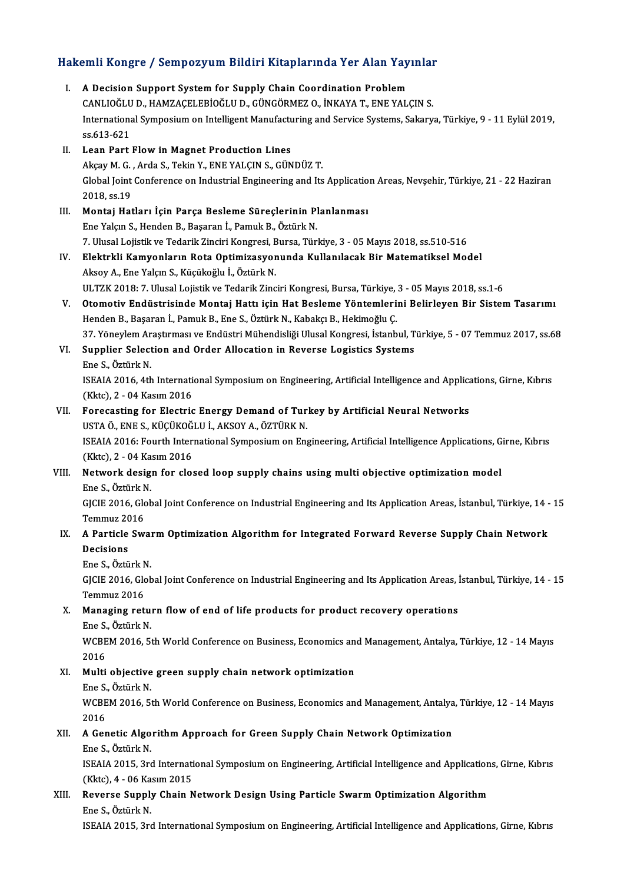## Hakemli Kongre / Sempozyum Bildiri Kitaplarında Yer Alan Yayınlar

I. **A Decision Support System for Supply Chain Coordination Problem**
CANLIOĞLU D., HAMZAÇELEBİOĞLU D., GÜNGÖRMEZ O., İNKAYA T., ENE YALÇIN S.
International Symposium on Intelligent Manufacturing and Service Systems, Sakarya, Türkiye, 9 - 11 Eylül 2019, ss.613-621

II. **Lean Part Flow in Magnet Production Lines**
Akçay M. G. , Arda S., Tekin Y., ENE YALÇIN S., GÜNDÜZ T.
Global Joint Conference on Industrial Engineering and Its Application Areas, Nevşehir, Türkiye, 21 - 22 Haziran 2018, ss.19

III. **Montaj Hatları İçin Parça Besleme Süreçlerinin Planlanması**
Ene Yalçın S., Henden B., Başaran İ., Pamuk B., Öztürk N.
7. Ulusal Lojistik ve Tedarik Zinciri Kongresi, Bursa, Türkiye, 3 - 05 Mayıs 2018, ss.510-516

IV. **Elektrkli Kamyonların Rota Optimizasyonunda Kullanılacak Bir Matematiksel Model**
Aksoy A., Ene Yalçın S., Küçükoğlu İ., Öztürk N.
ULTZK 2018: 7. Ulusal Lojistik ve Tedarik Zinciri Kongresi, Bursa, Türkiye, 3 - 05 Mayıs 2018, ss.1-6

V. **Otomotiv Endüstrisinde Montaj Hattı için Hat Besleme Yöntemlerini Belirleyen Bir Sistem Tasarımı**
Henden B., Başaran İ., Pamuk B., Ene S., Öztürk N., Kabakçı B., Hekimoğlu Ç.
37. Yöneylem Araştırması ve Endüstri Mühendisliği Ulusal Kongresi, İstanbul, Türkiye, 5 - 07 Temmuz 2017, ss.68

VI. **Supplier Selection and Order Allocation in Reverse Logistics Systems**
Ene S., Öztürk N.
ISEAIA 2016, 4th International Symposium on Engineering, Artificial Intelligence and Applications, Girne, Kıbrıs (Kktc), 2 - 04 Kasım 2016

VII. **Forecasting for Electric Energy Demand of Turkey by Artificial Neural Networks**
USTA Ö., ENE S., KÜÇÜKOĞLU İ., AKSOY A., ÖZTÜRK N.
ISEAIA 2016: Fourth International Symposium on Engineering, Artificial Intelligence Applications, Girne, Kıbrıs (Kktc), 2 - 04 Kasım 2016

VIII. **Network design for closed loop supply chains using multi objective optimization model**
Ene S., Öztürk N.
GJCIE 2016, Global Joint Conference on Industrial Engineering and Its Application Areas, İstanbul, Türkiye, 14 - 15 Temmuz 2016

IX. **A Particle Swarm Optimization Algorithm for Integrated Forward Reverse Supply Chain Network Decisions**
Ene S., Öztürk N.
GJCIE 2016, Global Joint Conference on Industrial Engineering and Its Application Areas, İstanbul, Türkiye, 14 - 15 Temmuz 2016

X. **Managing return flow of end of life products for product recovery operations**
Ene S., Öztürk N.
WCBEM 2016, 5th World Conference on Business, Economics and Management, Antalya, Türkiye, 12 - 14 Mayıs 2016

XI. **Multi objective green supply chain network optimization**
Ene S., Öztürk N.
WCBEM 2016, 5th World Conference on Business, Economics and Management, Antalya, Türkiye, 12 - 14 Mayıs 2016

XII. **A Genetic Algorithm Approach for Green Supply Chain Network Optimization**
Ene S., Öztürk N.
ISEAIA 2015, 3rd International Symposium on Engineering, Artificial Intelligence and Applications, Girne, Kıbrıs (Kktc), 4 - 06 Kasım 2015

XIII. **Reverse Supply Chain Network Design Using Particle Swarm Optimization Algorithm**
Ene S., Öztürk N.
ISEAIA 2015, 3rd International Symposium on Engineering, Artificial Intelligence and Applications, Girne, Kıbrıs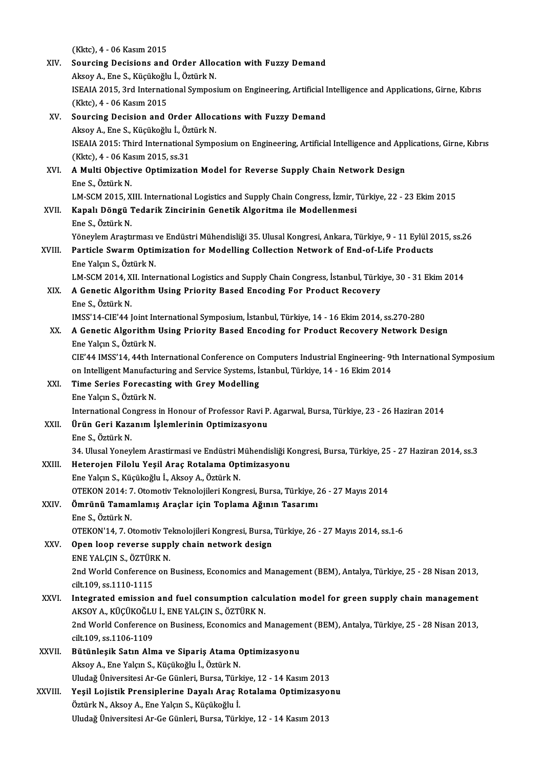(Kktc), 4 - 06 Kasım 2015

XIV. **Sourcing Decisions and Order Allocation with Fuzzy Demand**
Aksoy A., Ene S., Küçükoğlu İ., Öztürk N.
ISEAIA 2015, 3rd International Symposium on Engineering, Artificial Intelligence and Applications, Girne, Kıbrıs (Kktc), 4 - 06 Kasım 2015

XV. **Sourcing Decision and Order Allocations with Fuzzy Demand**
Aksoy A., Ene S., Küçükoğlu İ., Öztürk N.
ISEAIA 2015: Third International Symposium on Engineering, Artificial Intelligence and Applications, Girne, Kıbrıs (Kktc), 4 - 06 Kasım 2015, ss.31

XVI. **A Multi Objective Optimization Model for Reverse Supply Chain Network Design**
Ene S., Öztürk N.
LM-SCM 2015, XIII. International Logistics and Supply Chain Congress, İzmir, Türkiye, 22 - 23 Ekim 2015

XVII. **Kapalı Döngü Tedarik Zincirinin Genetik Algoritma ile Modellenmesi**
Ene S., Öztürk N.
Yöneylem Araştırması ve Endüstri Mühendisliği 35. Ulusal Kongresi, Ankara, Türkiye, 9 - 11 Eylül 2015, ss.26

XVIII. **Particle Swarm Optimization for Modelling Collection Network of End-of-Life Products**
Ene Yalçın S., Öztürk N.
LM-SCM 2014, XII. International Logistics and Supply Chain Congress, İstanbul, Türkiye, 30 - 31 Ekim 2014

XIX. **A Genetic Algorithm Using Priority Based Encoding For Product Recovery**
Ene S., Öztürk N.
IMSS'14-CIE'44 Joint International Symposium, İstanbul, Türkiye, 14 - 16 Ekim 2014, ss.270-280

XX. **A Genetic Algorithm Using Priority Based Encoding for Product Recovery Network Design**
Ene Yalçın S., Öztürk N.
CIE'44 IMSS'14, 44th International Conference on Computers Industrial Engineering- 9th International Symposium on Intelligent Manufacturing and Service Systems, İstanbul, Türkiye, 14 - 16 Ekim 2014

XXI. **Time Series Forecasting with Grey Modelling**
Ene Yalçın S., Öztürk N.
International Congress in Honour of Professor Ravi P. Agarwal, Bursa, Türkiye, 23 - 26 Haziran 2014

XXII. **Ürün Geri Kazanım İşlemlerinin Optimizasyonu**
Ene S., Öztürk N.
34. Ulusal Yoneylem Arastirmasi ve Endüstri Mühendisliği Kongresi, Bursa, Türkiye, 25 - 27 Haziran 2014, ss.3

XXIII. **Heterojen Filolu Yeşil Araç Rotalama Optimizasyonu**
Ene Yalçın S., Küçükoğlu İ., Aksoy A., Öztürk N.
OTEKON 2014: 7. Otomotiv Teknolojileri Kongresi, Bursa, Türkiye, 26 - 27 Mayıs 2014

XXIV. **Ömrünü Tamamlamış Araçlar için Toplama Ağının Tasarımı**
Ene S., Öztürk N.
OTEKON'14, 7. Otomotiv Teknolojileri Kongresi, Bursa, Türkiye, 26 - 27 Mayıs 2014, ss.1-6

XXV. **Open loop reverse supply chain network design**
ENE YALÇIN S., ÖZTÜRK N.
2nd World Conference on Business, Economics and Management (BEM), Antalya, Türkiye, 25 - 28 Nisan 2013, cilt.109, ss.1110-1115

XXVI. **Integrated emission and fuel consumption calculation model for green supply chain management**
AKSOY A., KÜÇÜKOĞLU İ., ENE YALÇIN S., ÖZTÜRK N.
2nd World Conference on Business, Economics and Management (BEM), Antalya, Türkiye, 25 - 28 Nisan 2013, cilt.109, ss.1106-1109

XXVII. **Bütünleşik Satın Alma ve Sipariş Atama Optimizasyonu**
Aksoy A., Ene Yalçın S., Küçükoğlu İ., Öztürk N.
Uludağ Üniversitesi Ar-Ge Günleri, Bursa, Türkiye, 12 - 14 Kasım 2013

XXVIII. **Yeşil Lojistik Prensiplerine Dayalı Araç Rotalama Optimizasyonu**
Öztürk N., Aksoy A., Ene Yalçın S., Küçükoğlu İ.
Uludağ Üniversitesi Ar-Ge Günleri, Bursa, Türkiye, 12 - 14 Kasım 2013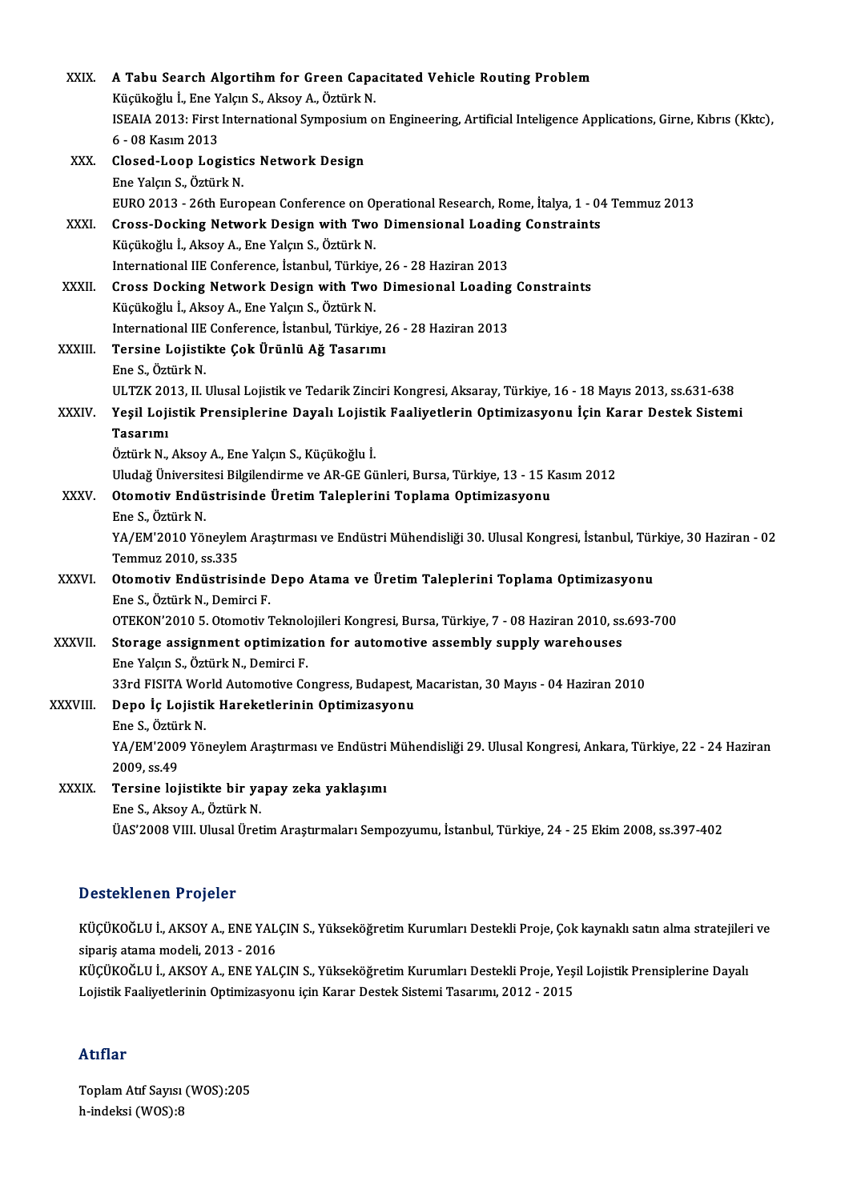XXIX. **A Tabu Search Algortihm for Green Capacitated Vehicle Routing Problem**
Küçükoğlu İ., Ene Yalçın S., Aksoy A., Öztürk N.
ISEAIA 2013: First International Symposium on Engineering, Artificial Inteligence Applications, Girne, Kıbrıs (Kktc), 6 - 08 Kasım 2013

XXX. **Closed-Loop Logistics Network Design**
Ene Yalçın S., Öztürk N.
EURO 2013 - 26th European Conference on Operational Research, Rome, İtalya, 1 - 04 Temmuz 2013

XXXI. **Cross-Docking Network Design with Two Dimensional Loading Constraints**
Küçükoğlu İ., Aksoy A., Ene Yalçın S., Öztürk N.
International IIE Conference, İstanbul, Türkiye, 26 - 28 Haziran 2013

XXXII. **Cross Docking Network Design with Two Dimesional Loading Constraints**
Küçükoğlu İ., Aksoy A., Ene Yalçın S., Öztürk N.
International IIE Conference, İstanbul, Türkiye, 26 - 28 Haziran 2013

XXXIII. **Tersine Lojistikte Çok Ürünlü Ağ Tasarımı**
Ene S., Öztürk N.
ULTZK 2013, II. Ulusal Lojistik ve Tedarik Zinciri Kongresi, Aksaray, Türkiye, 16 - 18 Mayıs 2013, ss.631-638

XXXIV. **Yeşil Lojistik Prensiplerine Dayalı Lojistik Faaliyetlerin Optimizasyonu İçin Karar Destek Sistemi Tasarımı**
Öztürk N., Aksoy A., Ene Yalçın S., Küçükoğlu İ.
Uludağ Üniversitesi Bilgilendirme ve AR-GE Günleri, Bursa, Türkiye, 13 - 15 Kasım 2012

XXXV. **Otomotiv Endüstrisinde Üretim Taleplerini Toplama Optimizasyonu**
Ene S., Öztürk N.
YA/EM'2010 Yöneylem Araştırması ve Endüstri Mühendisliği 30. Ulusal Kongresi, İstanbul, Türkiye, 30 Haziran - 02 Temmuz 2010, ss.335

XXXVI. **Otomotiv Endüstrisinde Depo Atama ve Üretim Taleplerini Toplama Optimizasyonu**
Ene S., Öztürk N., Demirci F.
OTEKON'2010 5. Otomotiv Teknolojileri Kongresi, Bursa, Türkiye, 7 - 08 Haziran 2010, ss.693-700

XXXVII. **Storage assignment optimization for automotive assembly supply warehouses**
Ene Yalçın S., Öztürk N., Demirci F.
33rd FISITA World Automotive Congress, Budapest, Macaristan, 30 Mayıs - 04 Haziran 2010

XXXVIII. **Depo İç Lojistik Hareketlerinin Optimizasyonu**
Ene S., Öztürk N.
YA/EM'2009 Yöneylem Araştırması ve Endüstri Mühendisliği 29. Ulusal Kongresi, Ankara, Türkiye, 22 - 24 Haziran 2009, ss.49

XXXIX. **Tersine lojistikte bir yapay zeka yaklaşımı**
Ene S., Aksoy A., Öztürk N.
ÜAS'2008 VIII. Ulusal Üretim Araştırmaları Sempozyumu, İstanbul, Türkiye, 24 - 25 Ekim 2008, ss.397-402

## Desteklenen Projeler

KÜÇÜKOĞLU İ., AKSOY A., ENE YALÇIN S., Yükseköğretim Kurumları Destekli Proje, Çok kaynaklı satın alma stratejileri ve sipariş atama modeli, 2013 - 2016

KÜÇÜKOĞLU İ., AKSOY A., ENE YALÇIN S., Yükseköğretim Kurumları Destekli Proje, Yeşil Lojistik Prensiplerine Dayalı Lojistik Faaliyetlerinin Optimizasyonu için Karar Destek Sistemi Tasarımı, 2012 - 2015

## Atıflar

Toplam Atıf Sayısı (WOS):205
h-indeksi (WOS):8